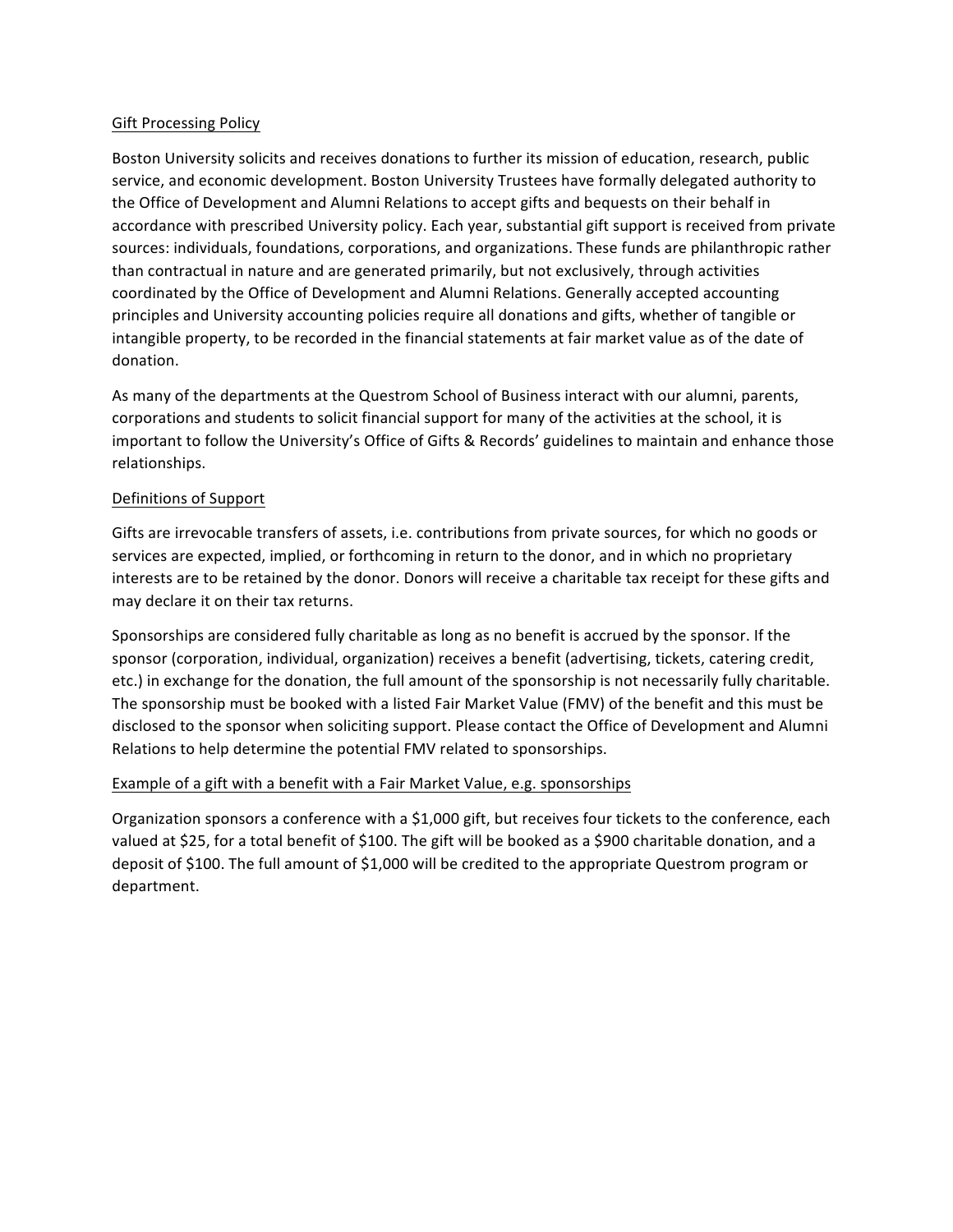## Gift Processing Policy

Boston University solicits and receives donations to further its mission of education, research, public service, and economic development. Boston University Trustees have formally delegated authority to the Office of Development and Alumni Relations to accept gifts and bequests on their behalf in accordance with prescribed University policy. Each year, substantial gift support is received from private sources: individuals, foundations, corporations, and organizations. These funds are philanthropic rather than contractual in nature and are generated primarily, but not exclusively, through activities coordinated by the Office of Development and Alumni Relations. Generally accepted accounting principles and University accounting policies require all donations and gifts, whether of tangible or intangible property, to be recorded in the financial statements at fair market value as of the date of donation.

As many of the departments at the Questrom School of Business interact with our alumni, parents, corporations and students to solicit financial support for many of the activities at the school, it is important to follow the University's Office of Gifts & Records' guidelines to maintain and enhance those relationships.

## Definitions of Support

Gifts are irrevocable transfers of assets, i.e. contributions from private sources, for which no goods or services are expected, implied, or forthcoming in return to the donor, and in which no proprietary interests are to be retained by the donor. Donors will receive a charitable tax receipt for these gifts and may declare it on their tax returns.

Sponsorships are considered fully charitable as long as no benefit is accrued by the sponsor. If the sponsor (corporation, individual, organization) receives a benefit (advertising, tickets, catering credit, etc.) in exchange for the donation, the full amount of the sponsorship is not necessarily fully charitable. The sponsorship must be booked with a listed Fair Market Value (FMV) of the benefit and this must be disclosed to the sponsor when soliciting support. Please contact the Office of Development and Alumni Relations to help determine the potential FMV related to sponsorships.

## Example of a gift with a benefit with a Fair Market Value, e.g. sponsorships

Organization sponsors a conference with a $1,000 gift, but receives four tickets to the conference, each valued at $25, for a total benefit of $100. The gift will be booked as a $900 charitable donation, and a deposit of $100. The full amount of $1,000 will be credited to the appropriate Questrom program or department.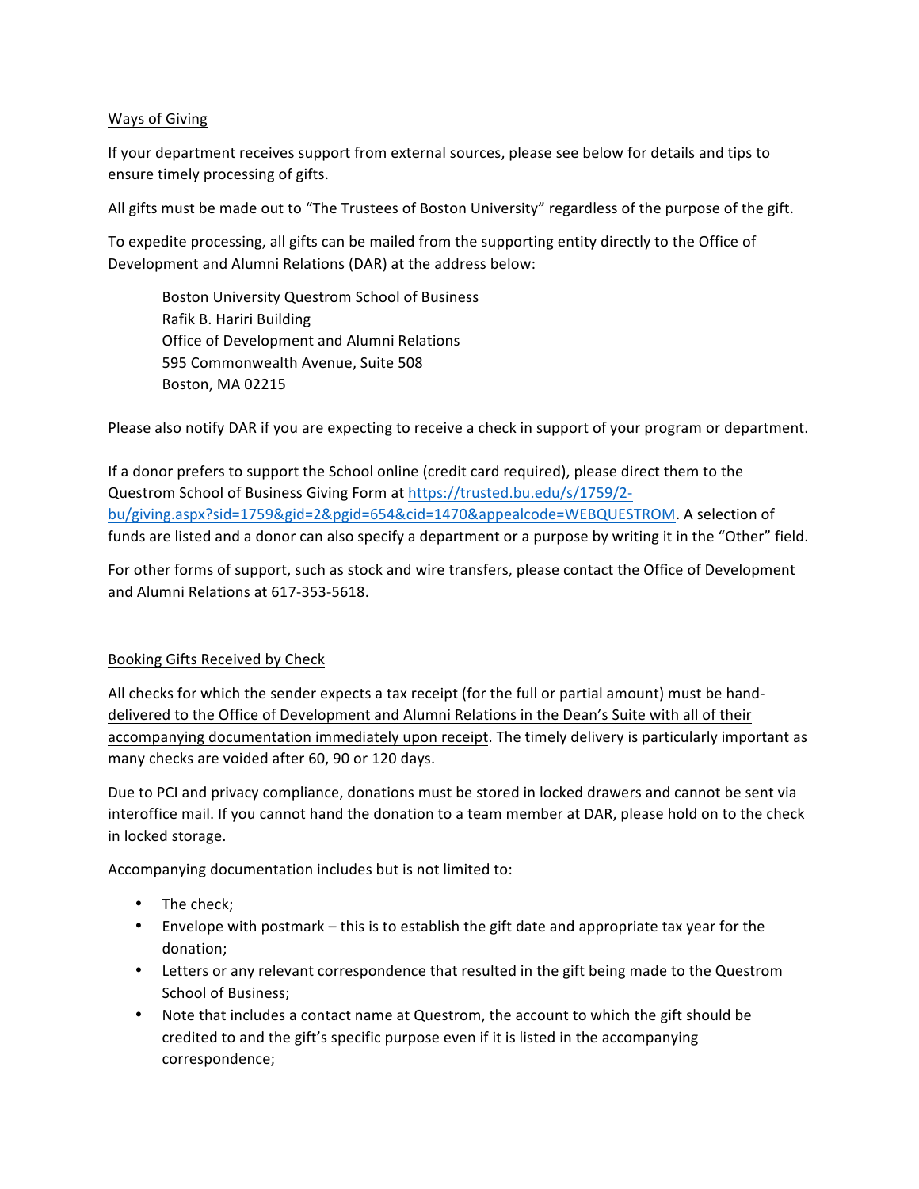Ways of Giving

If your department receives support from external sources, please see below for details and tips to ensure timely processing of gifts.

All gifts must be made out to "The Trustees of Boston University" regardless of the purpose of the gift.

To expedite processing, all gifts can be mailed from the supporting entity directly to the Office of Development and Alumni Relations (DAR) at the address below:

> Boston University Questrom School of Business
> Rafik B. Hariri Building
> Office of Development and Alumni Relations
> 595 Commonwealth Avenue, Suite 508
> Boston, MA 02215

Please also notify DAR if you are expecting to receive a check in support of your program or department.

If a donor prefers to support the School online (credit card required), please direct them to the Questrom School of Business Giving Form at [https://trusted.bu.edu/s/1759/2-bu/giving.aspx?sid=1759&gid=2&pgid=654&cid=1470&appealcode=WEBQUESTROM](https://trusted.bu.edu/s/1759/2-bu/giving.aspx?sid=1759&gid=2&pgid=654&cid=1470&appealcode=WEBQUESTROM). A selection of funds are listed and a donor can also specify a department or a purpose by writing it in the "Other" field.

For other forms of support, such as stock and wire transfers, please contact the Office of Development and Alumni Relations at 617-353-5618.

Booking Gifts Received by Check

All checks for which the sender expects a tax receipt (for the full or partial amount) must be hand-delivered to the Office of Development and Alumni Relations in the Dean's Suite with all of their accompanying documentation immediately upon receipt. The timely delivery is particularly important as many checks are voided after 60, 90 or 120 days.

Due to PCI and privacy compliance, donations must be stored in locked drawers and cannot be sent via interoffice mail. If you cannot hand the donation to a team member at DAR, please hold on to the check in locked storage.

Accompanying documentation includes but is not limited to:

- The check;
- Envelope with postmark – this is to establish the gift date and appropriate tax year for the donation;
- Letters or any relevant correspondence that resulted in the gift being made to the Questrom School of Business;
- Note that includes a contact name at Questrom, the account to which the gift should be credited to and the gift's specific purpose even if it is listed in the accompanying correspondence;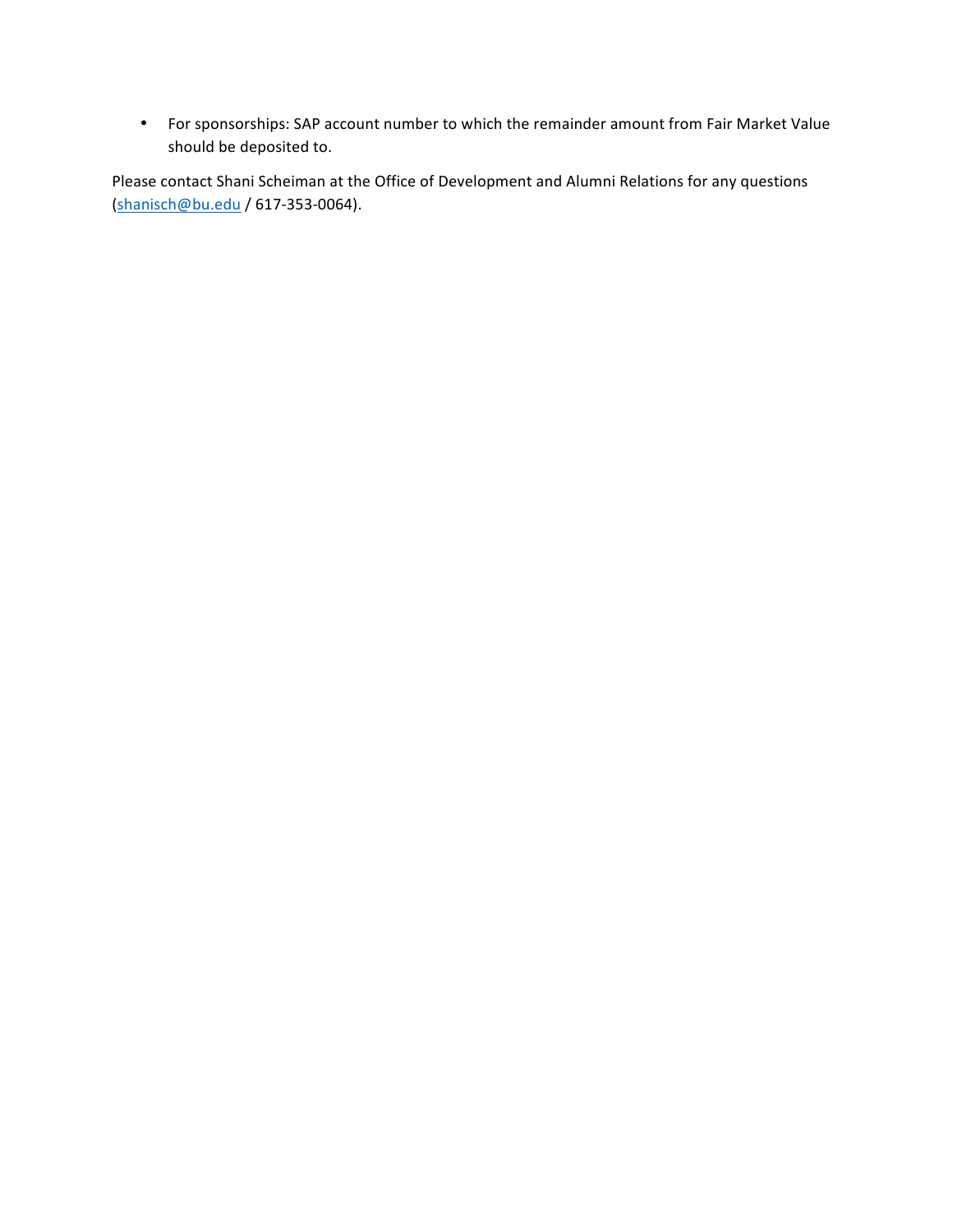- For sponsorships: SAP account number to which the remainder amount from Fair Market Value should be deposited to.

Please contact Shani Scheiman at the Office of Development and Alumni Relations for any questions (shanisch@bu.edu / 617-353-0064).